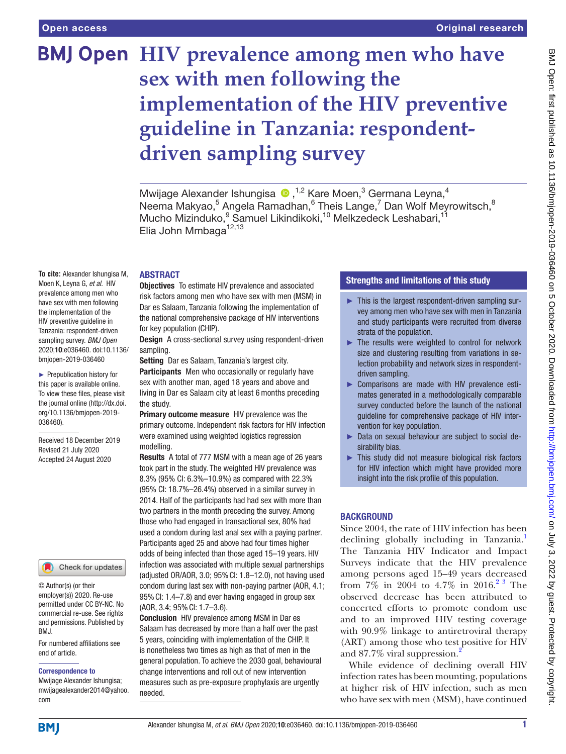Open access

Original research

# HIV prevalence among men who have sex with men following the implementation of the HIV preventive guideline in Tanzania: respondent-driven sampling survey

Mwijage Alexander Ishungisa ,[1,2] Kare Moen,[3] Germana Leyna,[4] Neema Makyao,[5] Angela Ramadhan,[6] Theis Lange,[7] Dan Wolf Meyrowitsch,[8] Mucho Mizinduko,[9] Samuel Likindikoki,[10] Melkzedeck Leshabari,[11] Elia John Mmbaga[12,13]

**To cite:** Alexander Ishungisa M, Moen K, Leyna G, *et al*. HIV prevalence among men who have sex with men following the implementation of the HIV preventive guideline in Tanzania: respondent-driven sampling survey. *BMJ Open* 2020;**10**:e036460. doi:10.1136/bmjopen-2019-036460

► Prepublication history for this paper is available online. To view these files, please visit the journal online (http://dx.doi.org/10.1136/bmjopen-2019-036460).

Received 18 December 2019
Revised 21 July 2020
Accepted 24 August 2020

© Author(s) (or their employer(s)) 2020. Re-use permitted under CC BY-NC. No commercial re-use. See rights and permissions. Published by BMJ.

For numbered affiliations see end of article.

**Correspondence to**
Mwijage Alexander Ishungisa; mwijagealexander2014@yahoo.com

## ABSTRACT

**Objectives** To estimate HIV prevalence and associated risk factors among men who have sex with men (MSM) in Dar es Salaam, Tanzania following the implementation of the national comprehensive package of HIV interventions for key population (CHIP).

**Design** A cross-sectional survey using respondent-driven sampling.

**Setting** Dar es Salaam, Tanzania's largest city.

**Participants** Men who occasionally or regularly have sex with another man, aged 18 years and above and living in Dar es Salaam city at least 6 months preceding the study.

**Primary outcome measure** HIV prevalence was the primary outcome. Independent risk factors for HIV infection were examined using weighted logistics regression modelling.

**Results** A total of 777 MSM with a mean age of 26 years took part in the study. The weighted HIV prevalence was 8.3% (95% CI: 6.3%–10.9%) as compared with 22.3% (95% CI: 18.7%–26.4%) observed in a similar survey in 2014. Half of the participants had had sex with more than two partners in the month preceding the survey. Among those who had engaged in transactional sex, 80% had used a condom during last anal sex with a paying partner. Participants aged 25 and above had four times higher odds of being infected than those aged 15–19 years. HIV infection was associated with multiple sexual partnerships (adjusted OR/AOR, 3.0; 95% CI: 1.8–12.0), not having used condom during last sex with non-paying partner (AOR, 4.1; 95% CI: 1.4–7.8) and ever having engaged in group sex (AOR, 3.4; 95% CI: 1.7–3.6).

**Conclusion** HIV prevalence among MSM in Dar es Salaam has decreased by more than a half over the past 5 years, coinciding with implementation of the CHIP. It is nonetheless two times as high as that of men in the general population. To achieve the 2030 goal, behavioural change interventions and roll out of new intervention measures such as pre-exposure prophylaxis are urgently needed.

## Strengths and limitations of this study

- ► This is the largest respondent-driven sampling survey among men who have sex with men in Tanzania and study participants were recruited from diverse strata of the population.
- ► The results were weighted to control for network size and clustering resulting from variations in selection probability and network sizes in respondent-driven sampling.
- ► Comparisons are made with HIV prevalence estimates generated in a methodologically comparable survey conducted before the launch of the national guideline for comprehensive package of HIV intervention for key population.
- ► Data on sexual behaviour are subject to social desirability bias.
- ► This study did not measure biological risk factors for HIV infection which might have provided more insight into the risk profile of this population.

## BACKGROUND

Since 2004, the rate of HIV infection has been declining globally including in Tanzania.[1] The Tanzania HIV Indicator and Impact Surveys indicate that the HIV prevalence among persons aged 15–49 years decreased from 7% in 2004 to 4.7% in 2016.[2,3] The observed decrease has been attributed to concerted efforts to promote condom use and to an improved HIV testing coverage with 90.9% linkage to antiretroviral therapy (ART) among those who test positive for HIV and 87.7% viral suppression.[2]

While evidence of declining overall HIV infection rates has been mounting, populations at higher risk of HIV infection, such as men who have sex with men (MSM), have continued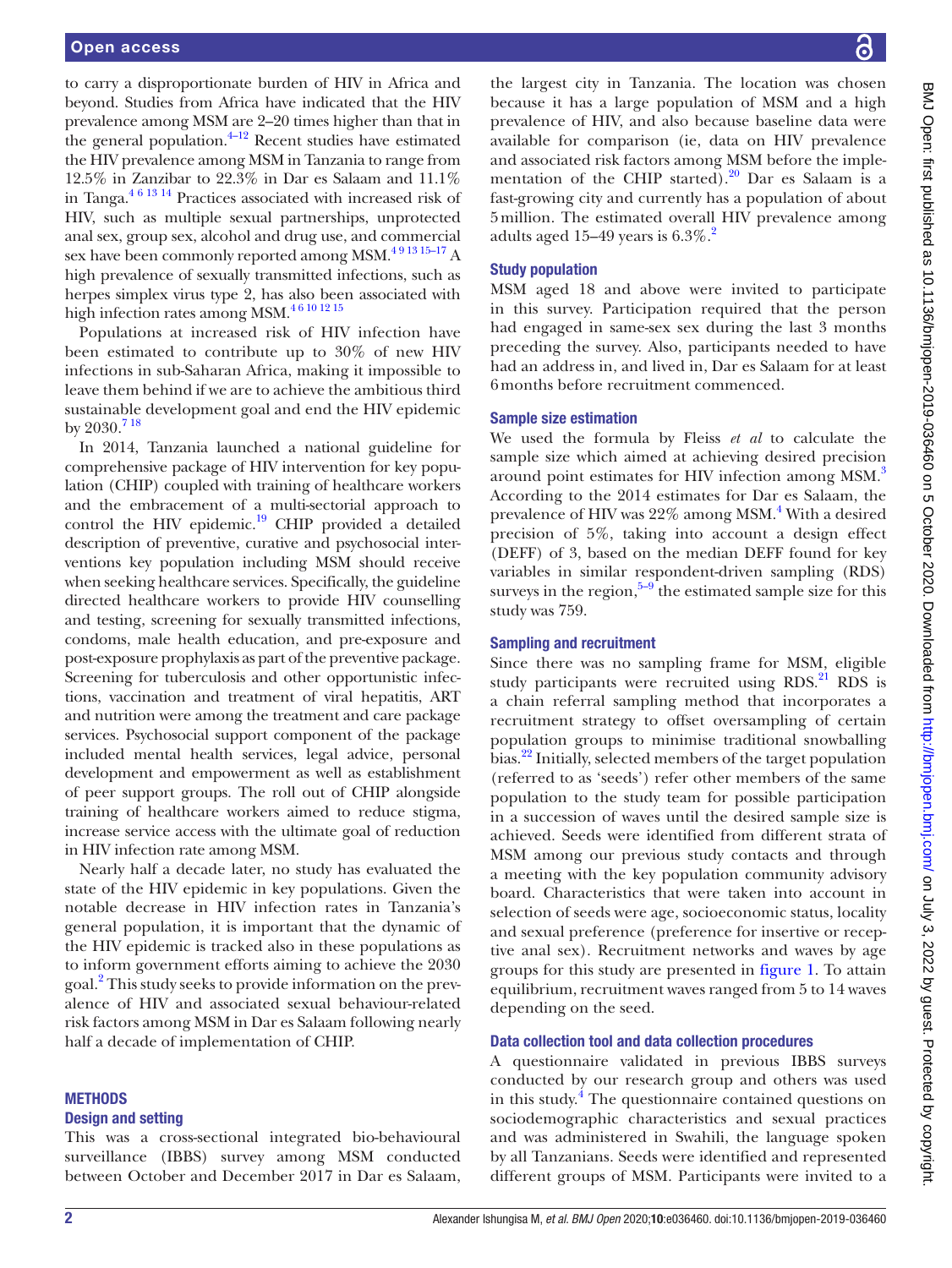to carry a disproportionate burden of HIV in Africa and beyond. Studies from Africa have indicated that the HIV prevalence among MSM are 2–20 times higher than that in the general population.[4–12] Recent studies have estimated the HIV prevalence among MSM in Tanzania to range from 12.5% in Zanzibar to 22.3% in Dar es Salaam and 11.1% in Tanga.[4 6 13 14] Practices associated with increased risk of HIV, such as multiple sexual partnerships, unprotected anal sex, group sex, alcohol and drug use, and commercial sex have been commonly reported among MSM.[4 9 13 15–17] A high prevalence of sexually transmitted infections, such as herpes simplex virus type 2, has also been associated with high infection rates among MSM.[4 6 10 12 15]

Populations at increased risk of HIV infection have been estimated to contribute up to 30% of new HIV infections in sub-Saharan Africa, making it impossible to leave them behind if we are to achieve the ambitious third sustainable development goal and end the HIV epidemic by 2030.[7 18]

In 2014, Tanzania launched a national guideline for comprehensive package of HIV intervention for key population (CHIP) coupled with training of healthcare workers and the embracement of a multi-sectorial approach to control the HIV epidemic.[19] CHIP provided a detailed description of preventive, curative and psychosocial interventions key population including MSM should receive when seeking healthcare services. Specifically, the guideline directed healthcare workers to provide HIV counselling and testing, screening for sexually transmitted infections, condoms, male health education, and pre-exposure and post-exposure prophylaxis as part of the preventive package. Screening for tuberculosis and other opportunistic infections, vaccination and treatment of viral hepatitis, ART and nutrition were among the treatment and care package services. Psychosocial support component of the package included mental health services, legal advice, personal development and empowerment as well as establishment of peer support groups. The roll out of CHIP alongside training of healthcare workers aimed to reduce stigma, increase service access with the ultimate goal of reduction in HIV infection rate among MSM.

Nearly half a decade later, no study has evaluated the state of the HIV epidemic in key populations. Given the notable decrease in HIV infection rates in Tanzania's general population, it is important that the dynamic of the HIV epidemic is tracked also in these populations as to inform government efforts aiming to achieve the 2030 goal.[2] This study seeks to provide information on the prevalence of HIV and associated sexual behaviour-related risk factors among MSM in Dar es Salaam following nearly half a decade of implementation of CHIP.

## METHODS

### Design and setting

This was a cross-sectional integrated bio-behavioural surveillance (IBBS) survey among MSM conducted between October and December 2017 in Dar es Salaam, the largest city in Tanzania. The location was chosen because it has a large population of MSM and a high prevalence of HIV, and also because baseline data were available for comparison (ie, data on HIV prevalence and associated risk factors among MSM before the implementation of the CHIP started).[20] Dar es Salaam is a fast-growing city and currently has a population of about 5 million. The estimated overall HIV prevalence among adults aged 15–49 years is 6.3%.[2]

### Study population

MSM aged 18 and above were invited to participate in this survey. Participation required that the person had engaged in same-sex sex during the last 3 months preceding the survey. Also, participants needed to have had an address in, and lived in, Dar es Salaam for at least 6 months before recruitment commenced.

### Sample size estimation

We used the formula by Fleiss *et al* to calculate the sample size which aimed at achieving desired precision around point estimates for HIV infection among MSM.[3] According to the 2014 estimates for Dar es Salaam, the prevalence of HIV was 22% among MSM.[4] With a desired precision of 5%, taking into account a design effect (DEFF) of 3, based on the median DEFF found for key variables in similar respondent-driven sampling (RDS) surveys in the region,[5–9] the estimated sample size for this study was 759.

### Sampling and recruitment

Since there was no sampling frame for MSM, eligible study participants were recruited using RDS.[21] RDS is a chain referral sampling method that incorporates a recruitment strategy to offset oversampling of certain population groups to minimise traditional snowballing bias.[22] Initially, selected members of the target population (referred to as 'seeds') refer other members of the same population to the study team for possible participation in a succession of waves until the desired sample size is achieved. Seeds were identified from different strata of MSM among our previous study contacts and through a meeting with the key population community advisory board. Characteristics that were taken into account in selection of seeds were age, socioeconomic status, locality and sexual preference (preference for insertive or receptive anal sex). Recruitment networks and waves by age groups for this study are presented in figure 1. To attain equilibrium, recruitment waves ranged from 5 to 14 waves depending on the seed.

### Data collection tool and data collection procedures

A questionnaire validated in previous IBBS surveys conducted by our research group and others was used in this study.[4] The questionnaire contained questions on sociodemographic characteristics and sexual practices and was administered in Swahili, the language spoken by all Tanzanians. Seeds were identified and represented different groups of MSM. Participants were invited to a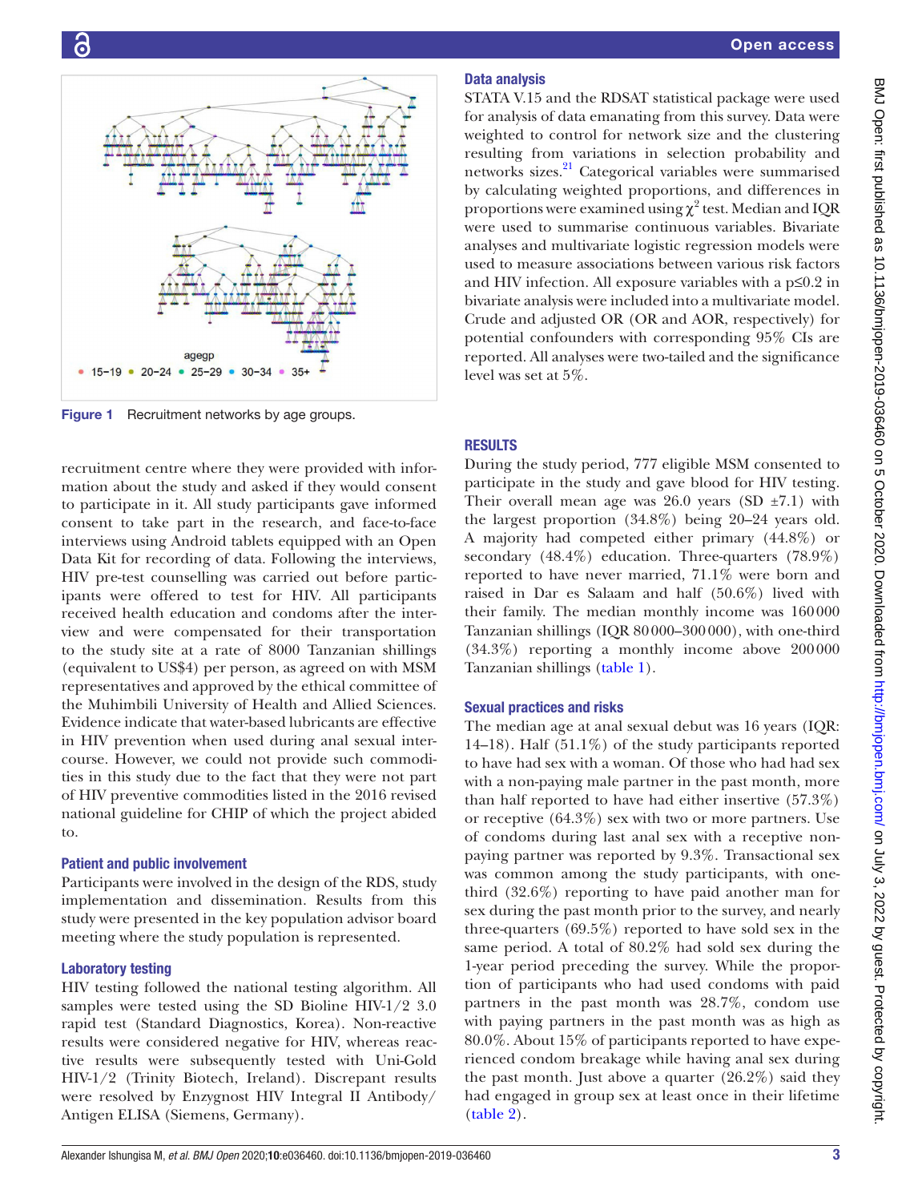Figure 1 Recruitment networks by age groups.

recruitment centre where they were provided with information about the study and asked if they would consent to participate in it. All study participants gave informed consent to take part in the research, and face-to-face interviews using Android tablets equipped with an Open Data Kit for recording of data. Following the interviews, HIV pre-test counselling was carried out before participants were offered to test for HIV. All participants received health education and condoms after the interview and were compensated for their transportation to the study site at a rate of 8000 Tanzanian shillings (equivalent to US$4) per person, as agreed on with MSM representatives and approved by the ethical committee of the Muhimbili University of Health and Allied Sciences. Evidence indicate that water-based lubricants are effective in HIV prevention when used during anal sexual intercourse. However, we could not provide such commodities in this study due to the fact that they were not part of HIV preventive commodities listed in the 2016 revised national guideline for CHIP of which the project abided to.

### Patient and public involvement

Participants were involved in the design of the RDS, study implementation and dissemination. Results from this study were presented in the key population advisor board meeting where the study population is represented.

### Laboratory testing

HIV testing followed the national testing algorithm. All samples were tested using the SD Bioline HIV-1/2 3.0 rapid test (Standard Diagnostics, Korea). Non-reactive results were considered negative for HIV, whereas reactive results were subsequently tested with Uni-Gold HIV-1/2 (Trinity Biotech, Ireland). Discrepant results were resolved by Enzygnost HIV Integral II Antibody/Antigen ELISA (Siemens, Germany).

### Data analysis

STATA V.15 and the RDSAT statistical package were used for analysis of data emanating from this survey. Data were weighted to control for network size and the clustering resulting from variations in selection probability and networks sizes.[21] Categorical variables were summarised by calculating weighted proportions, and differences in proportions were examined using $\chi^2$ test. Median and IQR were used to summarise continuous variables. Bivariate analyses and multivariate logistic regression models were used to measure associations between various risk factors and HIV infection. All exposure variables with a p≤0.2 in bivariate analysis were included into a multivariate model. Crude and adjusted OR (OR and AOR, respectively) for potential confounders with corresponding 95% CIs are reported. All analyses were two-tailed and the significance level was set at 5%.

## RESULTS

During the study period, 777 eligible MSM consented to participate in the study and gave blood for HIV testing. Their overall mean age was 26.0 years (SD ±7.1) with the largest proportion (34.8%) being 20–24 years old. A majority had competed either primary (44.8%) or secondary (48.4%) education. Three-quarters (78.9%) reported to have never married, 71.1% were born and raised in Dar es Salaam and half (50.6%) lived with their family. The median monthly income was 160 000 Tanzanian shillings (IQR 80 000–300 000), with one-third (34.3%) reporting a monthly income above 200 000 Tanzanian shillings (table 1).

### Sexual practices and risks

The median age at anal sexual debut was 16 years (IQR: 14–18). Half (51.1%) of the study participants reported to have had sex with a woman. Of those who had had sex with a non-paying male partner in the past month, more than half reported to have had either insertive (57.3%) or receptive (64.3%) sex with two or more partners. Use of condoms during last anal sex with a receptive non-paying partner was reported by 9.3%. Transactional sex was common among the study participants, with one-third (32.6%) reporting to have paid another man for sex during the past month prior to the survey, and nearly three-quarters (69.5%) reported to have sold sex in the same period. A total of 80.2% had sold sex during the 1-year period preceding the survey. While the proportion of participants who had used condoms with paid partners in the past month was 28.7%, condom use with paying partners in the past month was as high as 80.0%. About 15% of participants reported to have experienced condom breakage while having anal sex during the past month. Just above a quarter (26.2%) said they had engaged in group sex at least once in their lifetime (table 2).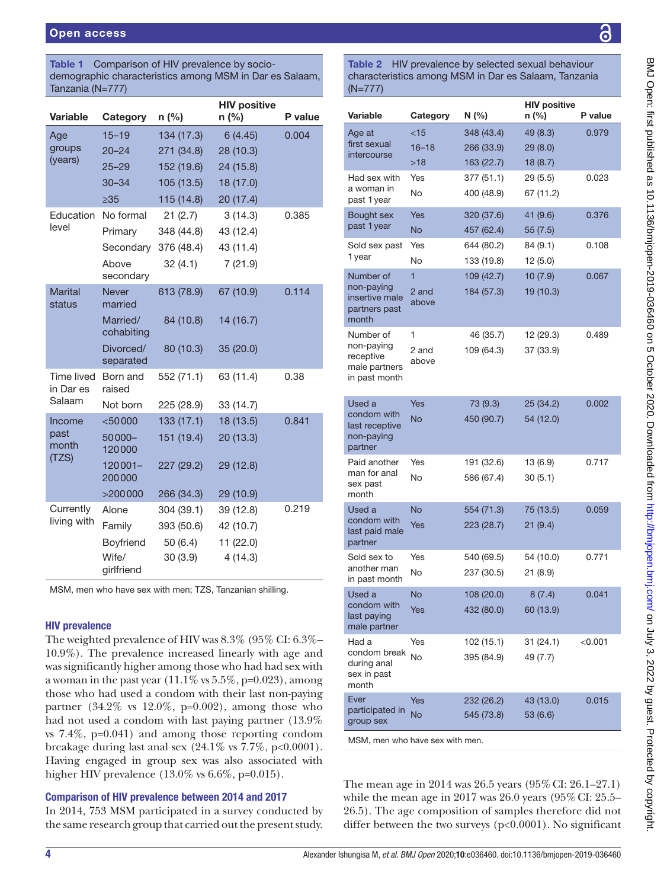**Table 1** Comparison of HIV prevalence by socio-demographic characteristics among MSM in Dar es Salaam, Tanzania (N=777)

| Variable | Category | n (%) | HIV positive n (%) | P value |
|---|---|---|---|---|
| Age groups (years) | 15–19 | 134 (17.3) | 6 (4.45) | 0.004 |
| | 20–24 | 271 (34.8) | 28 (10.3) | |
| | 25–29 | 152 (19.6) | 24 (15.8) | |
| | 30–34 | 105 (13.5) | 18 (17.0) | |
| | ≥35 | 115 (14.8) | 20 (17.4) | |
| Education level | No formal | 21 (2.7) | 3 (14.3) | 0.385 |
| | Primary | 348 (44.8) | 43 (12.4) | |
| | Secondary | 376 (48.4) | 43 (11.4) | |
| | Above secondary | 32 (4.1) | 7 (21.9) | |
| Marital status | Never married | 613 (78.9) | 67 (10.9) | 0.114 |
| | Married/cohabiting | 84 (10.8) | 14 (16.7) | |
| | Divorced/separated | 80 (10.3) | 35 (20.0) | |
| Time lived in Dar es Salaam | Born and raised | 552 (71.1) | 63 (11.4) | 0.38 |
| | Not born | 225 (28.9) | 33 (14.7) | |
| Income past month (TZS) | <50 000 | 133 (17.1) | 18 (13.5) | 0.841 |
| | 50 000–120 000 | 151 (19.4) | 20 (13.3) | |
| | 120 001–200 000 | 227 (29.2) | 29 (12.8) | |
| | >200 000 | 266 (34.3) | 29 (10.9) | |
| Currently living with | Alone | 304 (39.1) | 39 (12.8) | 0.219 |
| | Family | 393 (50.6) | 42 (10.7) | |
| | Boyfriend | 50 (6.4) | 11 (22.0) | |
| | Wife/girlfriend | 30 (3.9) | 4 (14.3) | |

MSM, men who have sex with men; TZS, Tanzanian shilling.

### HIV prevalence

The weighted prevalence of HIV was 8.3% (95% CI: 6.3%–10.9%). The prevalence increased linearly with age and was significantly higher among those who had had sex with a woman in the past year (11.1% vs 5.5%, p=0.023), among those who had used a condom with their last non-paying partner (34.2% vs 12.0%, p=0.002), among those who had not used a condom with last paying partner (13.9% vs 7.4%, p=0.041) and among those reporting condom breakage during last anal sex (24.1% vs 7.7%, p<0.0001). Having engaged in group sex was also associated with higher HIV prevalence (13.0% vs 6.6%, p=0.015).

### Comparison of HIV prevalence between 2014 and 2017

In 2014, 753 MSM participated in a survey conducted by the same research group that carried out the present study.

**Table 2** HIV prevalence by selected sexual behaviour characteristics among MSM in Dar es Salaam, Tanzania (N=777)

| Variable | Category | N (%) | HIV positive n (%) | P value |
|---|---|---|---|---|
| Age at first sexual intercourse | <15 | 348 (43.4) | 49 (8.3) | 0.979 |
| | 16–18 | 266 (33.9) | 29 (8.0) | |
| | >18 | 163 (22.7) | 18 (8.7) | |
| Had sex with a woman in past 1 year | Yes | 377 (51.1) | 29 (5.5) | 0.023 |
| | No | 400 (48.9) | 67 (11.2) | |
| Bought sex past 1 year | Yes | 320 (37.6) | 41 (9.6) | 0.376 |
| | No | 457 (62.4) | 55 (7.5) | |
| Sold sex past 1 year | Yes | 644 (80.2) | 84 (9.1) | 0.108 |
| | No | 133 (19.8) | 12 (5.0) | |
| Number of non-paying insertive male partners past month | 1 | 109 (42.7) | 10 (7.9) | 0.067 |
| | 2 and above | 184 (57.3) | 19 (10.3) | |
| Number of non-paying receptive male partners in past month | 1 | 46 (35.7) | 12 (29.3) | 0.489 |
| | 2 and above | 109 (64.3) | 37 (33.9) | |
| Used a condom with last receptive non-paying partner | Yes | 73 (9.3) | 25 (34.2) | 0.002 |
| | No | 450 (90.7) | 54 (12.0) | |
| Paid another man for anal sex past month | Yes | 191 (32.6) | 13 (6.9) | 0.717 |
| | No | 586 (67.4) | 30 (5.1) | |
| Used a condom with last paid male partner | No | 554 (71.3) | 75 (13.5) | 0.059 |
| | Yes | 223 (28.7) | 21 (9.4) | |
| Sold sex to another man in past month | Yes | 540 (69.5) | 54 (10.0) | 0.771 |
| | No | 237 (30.5) | 21 (8.9) | |
| Used a condom with last paying male partner | No | 108 (20.0) | 8 (7.4) | 0.041 |
| | Yes | 432 (80.0) | 60 (13.9) | |
| Had a condom break during anal sex in past month | Yes | 102 (15.1) | 31 (24.1) | <0.001 |
| | No | 395 (84.9) | 49 (7.7) | |
| Ever participated in group sex | Yes | 232 (26.2) | 43 (13.0) | 0.015 |
| | No | 545 (73.8) | 53 (6.6) | |

MSM, men who have sex with men.

The mean age in 2014 was 26.5 years (95% CI: 26.1–27.1) while the mean age in 2017 was 26.0 years (95% CI: 25.5–26.5). The age composition of samples therefore did not differ between the two surveys (p<0.0001). No significant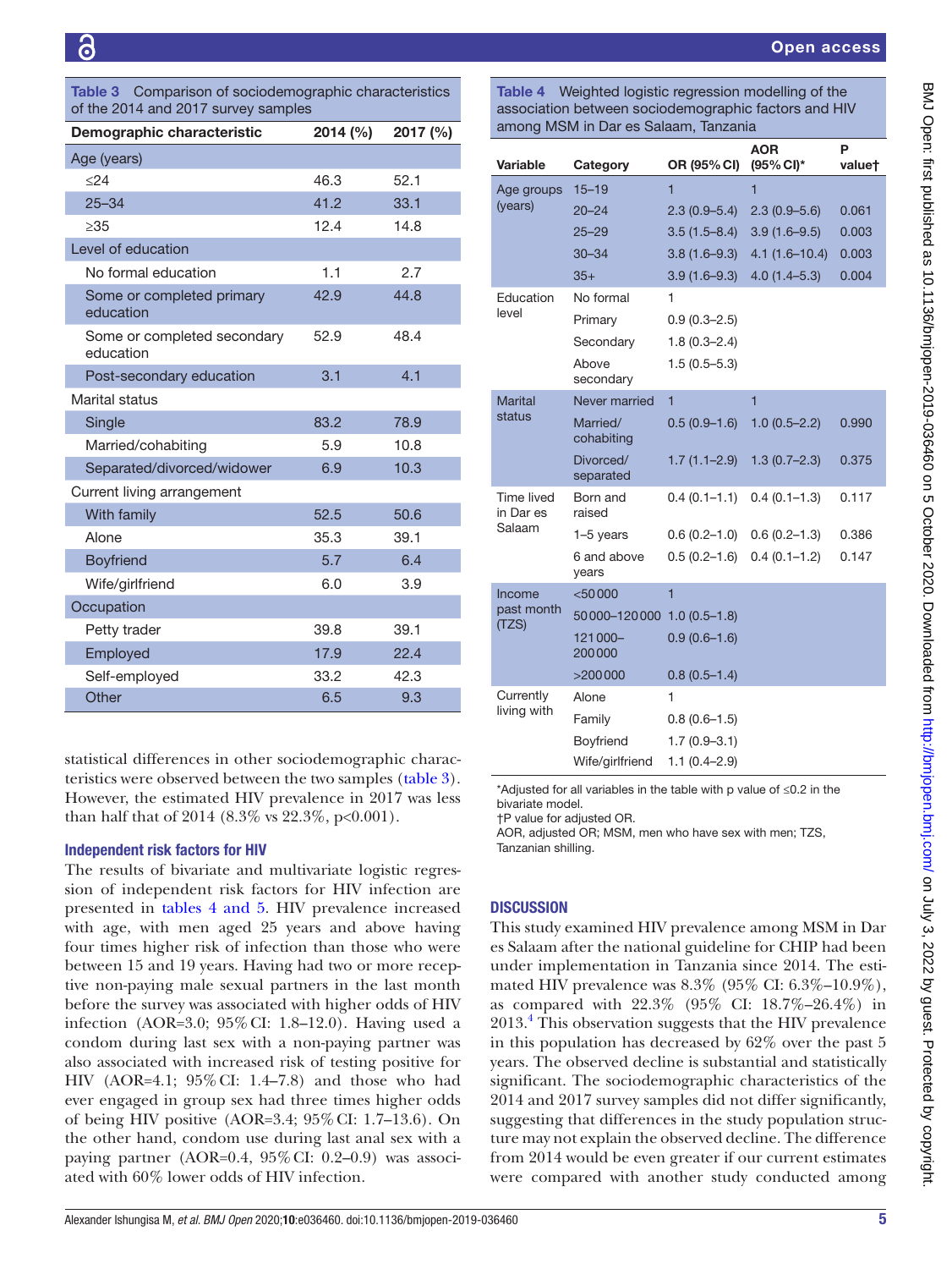**Table 3** Comparison of sociodemographic characteristics of the 2014 and 2017 survey samples

| Demographic characteristic | 2014 (%) | 2017 (%) |
|---|---|---|
| Age (years) | | |
| ≤24 | 46.3 | 52.1 |
| 25–34 | 41.2 | 33.1 |
| ≥35 | 12.4 | 14.8 |
| Level of education | | |
| No formal education | 1.1 | 2.7 |
| Some or completed primary education | 42.9 | 44.8 |
| Some or completed secondary education | 52.9 | 48.4 |
| Post-secondary education | 3.1 | 4.1 |
| Marital status | | |
| Single | 83.2 | 78.9 |
| Married/cohabiting | 5.9 | 10.8 |
| Separated/divorced/widower | 6.9 | 10.3 |
| Current living arrangement | | |
| With family | 52.5 | 50.6 |
| Alone | 35.3 | 39.1 |
| Boyfriend | 5.7 | 6.4 |
| Wife/girlfriend | 6.0 | 3.9 |
| Occupation | | |
| Petty trader | 39.8 | 39.1 |
| Employed | 17.9 | 22.4 |
| Self-employed | 33.2 | 42.3 |
| Other | 6.5 | 9.3 |

statistical differences in other sociodemographic characteristics were observed between the two samples (table 3). However, the estimated HIV prevalence in 2017 was less than half that of 2014 (8.3% vs 22.3%, p<0.001).

### Independent risk factors for HIV

The results of bivariate and multivariate logistic regression of independent risk factors for HIV infection are presented in tables 4 and 5. HIV prevalence increased with age, with men aged 25 years and above having four times higher risk of infection than those who were between 15 and 19 years. Having had two or more receptive non-paying male sexual partners in the last month before the survey was associated with higher odds of HIV infection (AOR=3.0; 95% CI: 1.8–12.0). Having used a condom during last sex with a non-paying partner was also associated with increased risk of testing positive for HIV (AOR=4.1; 95% CI: 1.4–7.8) and those who had ever engaged in group sex had three times higher odds of being HIV positive (AOR=3.4; 95% CI: 1.7–13.6). On the other hand, condom use during last anal sex with a paying partner (AOR=0.4, 95% CI: 0.2–0.9) was associated with 60% lower odds of HIV infection.

**Table 4** Weighted logistic regression modelling of the association between sociodemographic factors and HIV among MSM in Dar es Salaam, Tanzania

| Variable | Category | OR (95% CI) | AOR (95% CI)* | P value† |
|---|---|---|---|---|
| Age groups (years) | 15–19 | 1 | 1 | |
| | 20–24 | 2.3 (0.9–5.4) | 2.3 (0.9–5.6) | 0.061 |
| | 25–29 | 3.5 (1.5–8.4) | 3.9 (1.6–9.5) | 0.003 |
| | 30–34 | 3.8 (1.6–9.3) | 4.1 (1.6–10.4) | 0.003 |
| | 35+ | 3.9 (1.6–9.3) | 4.0 (1.4–5.3) | 0.004 |
| Education level | No formal | 1 | | |
| | Primary | 0.9 (0.3–2.5) | | |
| | Secondary | 1.8 (0.3–2.4) | | |
| | Above secondary | 1.5 (0.5–5.3) | | |
| Marital status | Never married | 1 | 1 | |
| | Married/cohabiting | 0.5 (0.9–1.6) | 1.0 (0.5–2.2) | 0.990 |
| | Divorced/separated | 1.7 (1.1–2.9) | 1.3 (0.7–2.3) | 0.375 |
| Time lived in Dar es Salaam | Born and raised | 0.4 (0.1–1.1) | 0.4 (0.1–1.3) | 0.117 |
| | 1–5 years | 0.6 (0.2–1.0) | 0.6 (0.2–1.3) | 0.386 |
| | 6 and above years | 0.5 (0.2–1.6) | 0.4 (0.1–1.2) | 0.147 |
| Income past month (TZS) | <50 000 | 1 | | |
| | 50 000–120 000 | 1.0 (0.5–1.8) | | |
| | 121 000–200 000 | 0.9 (0.6–1.6) | | |
| | >200 000 | 0.8 (0.5–1.4) | | |
| Currently living with | Alone | 1 | | |
| | Family | 0.8 (0.6–1.5) | | |
| | Boyfriend | 1.7 (0.9–3.1) | | |
| | Wife/girlfriend | 1.1 (0.4–2.9) | | |

*Adjusted for all variables in the table with p value of ≤0.2 in the bivariate model.
†P value for adjusted OR.
AOR, adjusted OR; MSM, men who have sex with men; TZS, Tanzanian shilling.

## DISCUSSION

This study examined HIV prevalence among MSM in Dar es Salaam after the national guideline for CHIP had been under implementation in Tanzania since 2014. The estimated HIV prevalence was 8.3% (95% CI: 6.3%–10.9%), as compared with 22.3% (95% CI: 18.7%–26.4%) in 2013.[4] This observation suggests that the HIV prevalence in this population has decreased by 62% over the past 5 years. The observed decline is substantial and statistically significant. The sociodemographic characteristics of the 2014 and 2017 survey samples did not differ significantly, suggesting that differences in the study population structure may not explain the observed decline. The difference from 2014 would be even greater if our current estimates were compared with another study conducted among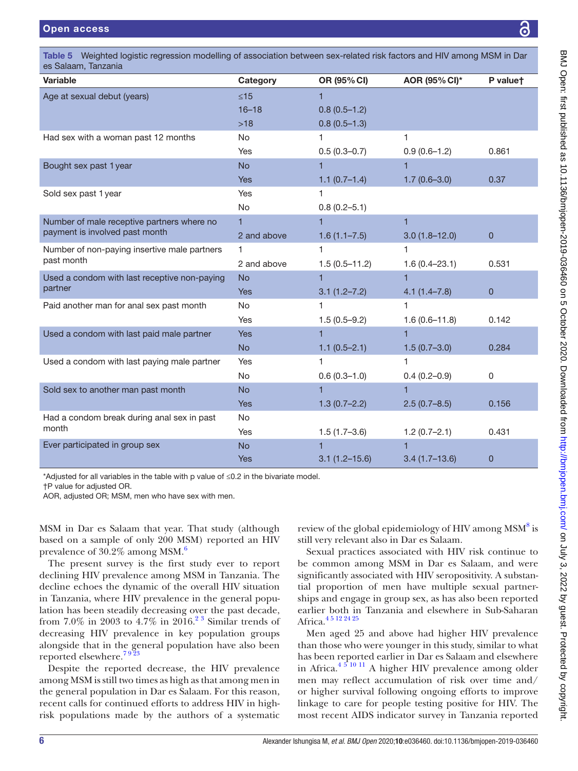**Table 5** Weighted logistic regression modelling of association between sex-related risk factors and HIV among MSM in Dar es Salaam, Tanzania

| Variable | Category | OR (95% CI) | AOR (95% CI)* | P value† |
|---|---|---|---|---|
| Age at sexual debut (years) | ≤15 | 1 | | |
| | 16–18 | 0.8 (0.5–1.2) | | |
| | >18 | 0.8 (0.5–1.3) | | |
| Had sex with a woman past 12 months | No | 1 | 1 | |
| | Yes | 0.5 (0.3–0.7) | 0.9 (0.6–1.2) | 0.861 |
| Bought sex past 1 year | No | 1 | 1 | |
| | Yes | 1.1 (0.7–1.4) | 1.7 (0.6–3.0) | 0.37 |
| Sold sex past 1 year | Yes | 1 | | |
| | No | 0.8 (0.2–5.1) | | |
| Number of male receptive partners where no payment is involved past month | 1 | 1 | 1 | |
| | 2 and above | 1.6 (1.1–7.5) | 3.0 (1.8–12.0) | 0 |
| Number of non-paying insertive male partners past month | 1 | 1 | 1 | |
| | 2 and above | 1.5 (0.5–11.2) | 1.6 (0.4–23.1) | 0.531 |
| Used a condom with last receptive non-paying partner | No | 1 | 1 | |
| | Yes | 3.1 (1.2–7.2) | 4.1 (1.4–7.8) | 0 |
| Paid another man for anal sex past month | No | 1 | 1 | |
| | Yes | 1.5 (0.5–9.2) | 1.6 (0.6–11.8) | 0.142 |
| Used a condom with last paid male partner | Yes | 1 | 1 | |
| | No | 1.1 (0.5–2.1) | 1.5 (0.7–3.0) | 0.284 |
| Used a condom with last paying male partner | Yes | 1 | 1 | |
| | No | 0.6 (0.3–1.0) | 0.4 (0.2–0.9) | 0 |
| Sold sex to another man past month | No | 1 | 1 | |
| | Yes | 1.3 (0.7–2.2) | 2.5 (0.7–8.5) | 0.156 |
| Had a condom break during anal sex in past month | No | | | |
| | Yes | 1.5 (1.7–3.6) | 1.2 (0.7–2.1) | 0.431 |
| Ever participated in group sex | No | 1 | 1 | |
| | Yes | 3.1 (1.2–15.6) | 3.4 (1.7–13.6) | 0 |

*Adjusted for all variables in the table with p value of ≤0.2 in the bivariate model.
†P value for adjusted OR.
AOR, adjusted OR; MSM, men who have sex with men.

MSM in Dar es Salaam that year. That study (although based on a sample of only 200 MSM) reported an HIV prevalence of 30.2% among MSM.[6]

The present survey is the first study ever to report declining HIV prevalence among MSM in Tanzania. The decline echoes the dynamic of the overall HIV situation in Tanzania, where HIV prevalence in the general population has been steadily decreasing over the past decade, from 7.0% in 2003 to 4.7% in 2016.[2,3] Similar trends of decreasing HIV prevalence in key population groups alongside that in the general population have also been reported elsewhere.[7,9,23]

Despite the reported decrease, the HIV prevalence among MSM is still two times as high as that among men in the general population in Dar es Salaam. For this reason, recent calls for continued efforts to address HIV in high-risk populations made by the authors of a systematic review of the global epidemiology of HIV among MSM[8] is still very relevant also in Dar es Salaam.

Sexual practices associated with HIV risk continue to be common among MSM in Dar es Salaam, and were significantly associated with HIV seropositivity. A substantial proportion of men have multiple sexual partnerships and engage in group sex, as has also been reported earlier both in Tanzania and elsewhere in Sub-Saharan Africa.[4,5,12,24,25]

Men aged 25 and above had higher HIV prevalence than those who were younger in this study, similar to what has been reported earlier in Dar es Salaam and elsewhere in Africa.[4,5,10,11] A higher HIV prevalence among older men may reflect accumulation of risk over time and/or higher survival following ongoing efforts to improve linkage to care for people testing positive for HIV. The most recent AIDS indicator survey in Tanzania reported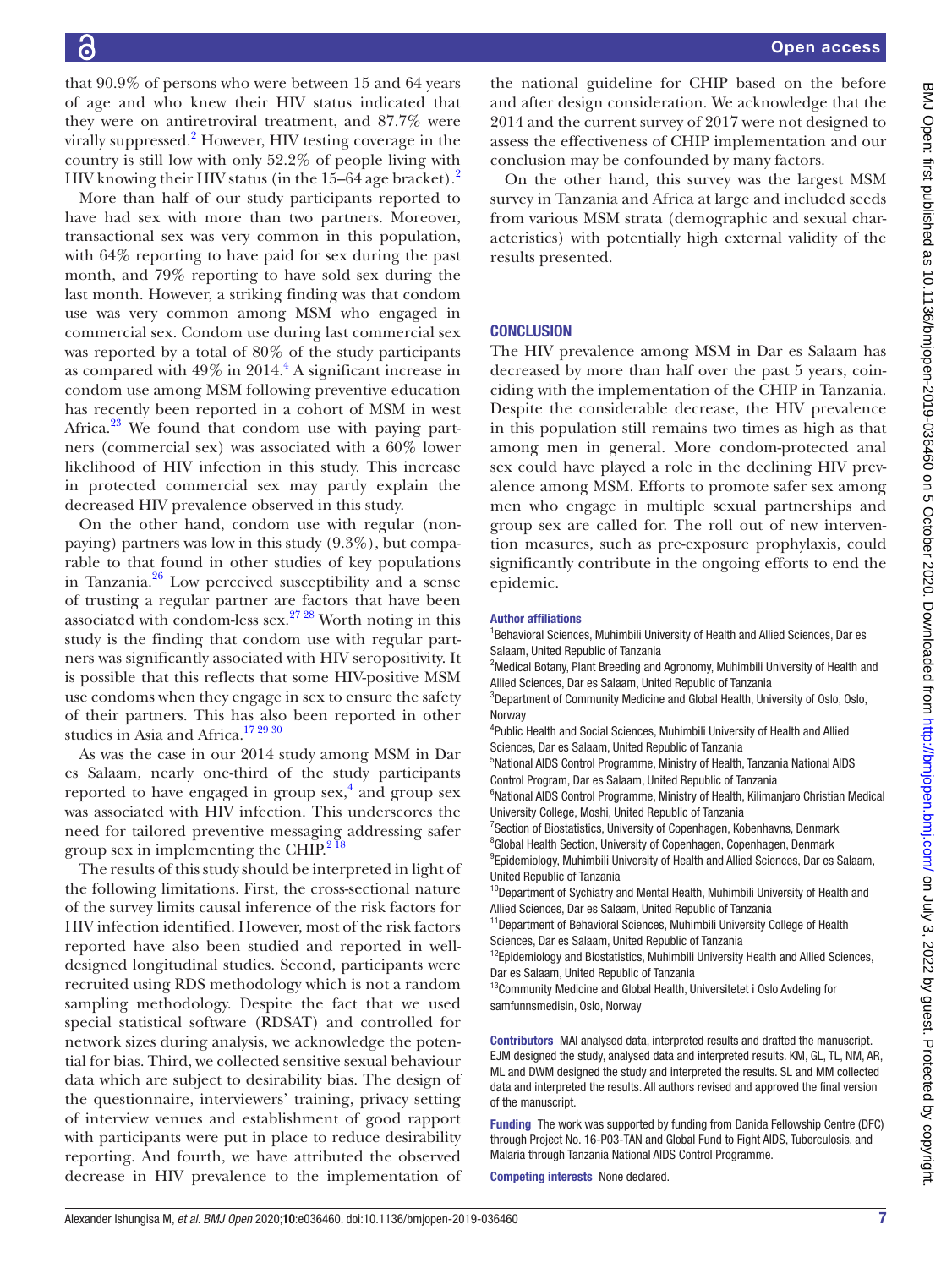that 90.9% of persons who were between 15 and 64 years of age and who knew their HIV status indicated that they were on antiretroviral treatment, and 87.7% were virally suppressed.[2] However, HIV testing coverage in the country is still low with only 52.2% of people living with HIV knowing their HIV status (in the 15–64 age bracket).[2]

More than half of our study participants reported to have had sex with more than two partners. Moreover, transactional sex was very common in this population, with 64% reporting to have paid for sex during the past month, and 79% reporting to have sold sex during the last month. However, a striking finding was that condom use was very common among MSM who engaged in commercial sex. Condom use during last commercial sex was reported by a total of 80% of the study participants as compared with 49% in 2014.[4] A significant increase in condom use among MSM following preventive education has recently been reported in a cohort of MSM in west Africa.[23] We found that condom use with paying partners (commercial sex) was associated with a 60% lower likelihood of HIV infection in this study. This increase in protected commercial sex may partly explain the decreased HIV prevalence observed in this study.

On the other hand, condom use with regular (non-paying) partners was low in this study (9.3%), but comparable to that found in other studies of key populations in Tanzania.[26] Low perceived susceptibility and a sense of trusting a regular partner are factors that have been associated with condom-less sex.[27,28] Worth noting in this study is the finding that condom use with regular partners was significantly associated with HIV seropositivity. It is possible that this reflects that some HIV-positive MSM use condoms when they engage in sex to ensure the safety of their partners. This has also been reported in other studies in Asia and Africa.[17,29,30]

As was the case in our 2014 study among MSM in Dar es Salaam, nearly one-third of the study participants reported to have engaged in group sex,[4] and group sex was associated with HIV infection. This underscores the need for tailored preventive messaging addressing safer group sex in implementing the CHIP.[2,18]

The results of this study should be interpreted in light of the following limitations. First, the cross-sectional nature of the survey limits causal inference of the risk factors for HIV infection identified. However, most of the risk factors reported have also been studied and reported in well-designed longitudinal studies. Second, participants were recruited using RDS methodology which is not a random sampling methodology. Despite the fact that we used special statistical software (RDSAT) and controlled for network sizes during analysis, we acknowledge the potential for bias. Third, we collected sensitive sexual behaviour data which are subject to desirability bias. The design of the questionnaire, interviewers' training, privacy setting of interview venues and establishment of good rapport with participants were put in place to reduce desirability reporting. And fourth, we have attributed the observed decrease in HIV prevalence to the implementation of the national guideline for CHIP based on the before and after design consideration. We acknowledge that the 2014 and the current survey of 2017 were not designed to assess the effectiveness of CHIP implementation and our conclusion may be confounded by many factors.

On the other hand, this survey was the largest MSM survey in Tanzania and Africa at large and included seeds from various MSM strata (demographic and sexual characteristics) with potentially high external validity of the results presented.

## CONCLUSION

The HIV prevalence among MSM in Dar es Salaam has decreased by more than half over the past 5 years, coinciding with the implementation of the CHIP in Tanzania. Despite the considerable decrease, the HIV prevalence in this population still remains two times as high as that among men in general. More condom-protected anal sex could have played a role in the declining HIV prevalence among MSM. Efforts to promote safer sex among men who engage in multiple sexual partnerships and group sex are called for. The roll out of new intervention measures, such as pre-exposure prophylaxis, could significantly contribute in the ongoing efforts to end the epidemic.

#### Author affiliations

[1]Behavioral Sciences, Muhimbili University of Health and Allied Sciences, Dar es Salaam, United Republic of Tanzania
[2]Medical Botany, Plant Breeding and Agronomy, Muhimbili University of Health and Allied Sciences, Dar es Salaam, United Republic of Tanzania
[3]Department of Community Medicine and Global Health, University of Oslo, Oslo, Norway
[4]Public Health and Social Sciences, Muhimbili University of Health and Allied Sciences, Dar es Salaam, United Republic of Tanzania
[5]National AIDS Control Programme, Ministry of Health, Tanzania National AIDS Control Program, Dar es Salaam, United Republic of Tanzania
[6]National AIDS Control Programme, Ministry of Health, Kilimanjaro Christian Medical University College, Moshi, United Republic of Tanzania
[7]Section of Biostatistics, University of Copenhagen, Kobenhavns, Denmark
[8]Global Health Section, University of Copenhagen, Copenhagen, Denmark
[9]Epidemiology, Muhimbili University of Health and Allied Sciences, Dar es Salaam, United Republic of Tanzania
[10]Department of Sychiatry and Mental Health, Muhimbili University of Health and Allied Sciences, Dar es Salaam, United Republic of Tanzania
[11]Department of Behavioral Sciences, Muhimbili University College of Health Sciences, Dar es Salaam, United Republic of Tanzania
[12]Epidemiology and Biostatistics, Muhimbili University Health and Allied Sciences, Dar es Salaam, United Republic of Tanzania
[13]Community Medicine and Global Health, Universitetet i Oslo Avdeling for samfunnsmedisin, Oslo, Norway

**Contributors** MAI analysed data, interpreted results and drafted the manuscript. EJM designed the study, analysed data and interpreted results. KM, GL, TL, NM, AR, ML and DWM designed the study and interpreted the results. SL and MM collected data and interpreted the results. All authors revised and approved the final version of the manuscript.

**Funding** The work was supported by funding from Danida Fellowship Centre (DFC) through Project No. 16-P03-TAN and Global Fund to Fight AIDS, Tuberculosis, and Malaria through Tanzania National AIDS Control Programme.

**Competing interests** None declared.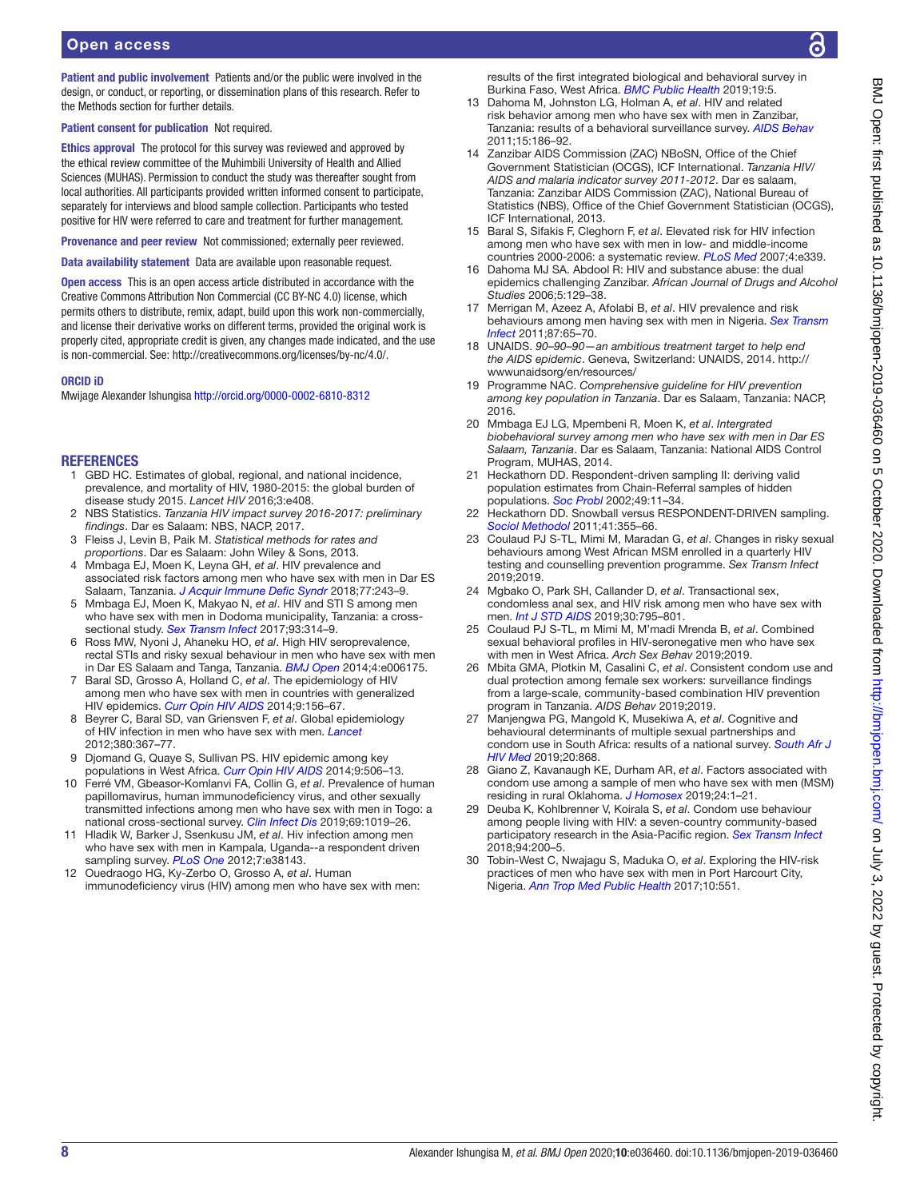**Patient and public involvement** Patients and/or the public were involved in the design, or conduct, or reporting, or dissemination plans of this research. Refer to the Methods section for further details.

**Patient consent for publication** Not required.

**Ethics approval** The protocol for this survey was reviewed and approved by the ethical review committee of the Muhimbili University of Health and Allied Sciences (MUHAS). Permission to conduct the study was thereafter sought from local authorities. All participants provided written informed consent to participate, separately for interviews and blood sample collection. Participants who tested positive for HIV were referred to care and treatment for further management.

**Provenance and peer review** Not commissioned; externally peer reviewed.

**Data availability statement** Data are available upon reasonable request.

**Open access** This is an open access article distributed in accordance with the Creative Commons Attribution Non Commercial (CC BY-NC 4.0) license, which permits others to distribute, remix, adapt, build upon this work non-commercially, and license their derivative works on different terms, provided the original work is properly cited, appropriate credit is given, any changes made indicated, and the use is non-commercial. See: http://creativecommons.org/licenses/by-nc/4.0/.

**ORCID iD**

Mwijage Alexander Ishungisa http://orcid.org/0000-0002-6810-8312

## REFERENCES

1. GBD HC. Estimates of global, regional, and national incidence, prevalence, and mortality of HIV, 1980-2015: the global burden of disease study 2015. *Lancet HIV* 2016;3:e408.
2. NBS Statistics. *Tanzania HIV impact survey 2016-2017: preliminary findings*. Dar es Salaam: NBS, NACP, 2017.
3. Fleiss J, Levin B, Paik M. *Statistical methods for rates and proportions*. Dar es Salaam: John Wiley & Sons, 2013.
4. Mmbaga EJ, Moen K, Leyna GH, *et al*. HIV prevalence and associated risk factors among men who have sex with men in Dar ES Salaam, Tanzania. *J Acquir Immune Defic Syndr* 2018;77:243–9.
5. Mmbaga EJ, Moen K, Makyao N, *et al*. HIV and STI S among men who have sex with men in Dodoma municipality, Tanzania: a cross-sectional study. *Sex Transm Infect* 2017;93:314–9.
6. Ross MW, Nyoni J, Ahaneku HO, *et al*. High HIV seroprevalence, rectal STIs and risky sexual behaviour in men who have sex with men in Dar ES Salaam and Tanga, Tanzania. *BMJ Open* 2014;4:e006175.
7. Baral SD, Grosso A, Holland C, *et al*. The epidemiology of HIV among men who have sex with men in countries with generalized HIV epidemics. *Curr Opin HIV AIDS* 2014;9:156–67.
8. Beyrer C, Baral SD, van Griensven F, *et al*. Global epidemiology of HIV infection in men who have sex with men. *Lancet* 2012;380:367–77.
9. Djomand G, Quaye S, Sullivan PS. HIV epidemic among key populations in West Africa. *Curr Opin HIV AIDS* 2014;9:506–13.
10. Ferré VM, Gbeasor-Komlanvi FA, Collin G, *et al*. Prevalence of human papillomavirus, human immunodeficiency virus, and other sexually transmitted infections among men who have sex with men in Togo: a national cross-sectional survey. *Clin Infect Dis* 2019;69:1019–26.
11. Hladik W, Barker J, Ssenkusu JM, *et al*. Hiv infection among men who have sex with men in Kampala, Uganda--a respondent driven sampling survey. *PLoS One* 2012;7:e38143.
12. Ouedraogo HG, Ky-Zerbo O, Grosso A, *et al*. Human immunodeficiency virus (HIV) among men who have sex with men: results of the first integrated biological and behavioral survey in Burkina Faso, West Africa. *BMC Public Health* 2019;19:5.
13. Dahoma M, Johnston LG, Holman A, *et al*. HIV and related risk behavior among men who have sex with men in Zanzibar, Tanzania: results of a behavioral surveillance survey. *AIDS Behav* 2011;15:186–92.
14. Zanzibar AIDS Commission (ZAC) NBoSN, Office of the Chief Government Statistician (OCGS), ICF International. *Tanzania HIV/AIDS and malaria indicator survey 2011-2012*. Dar es salaam, Tanzania: Zanzibar AIDS Commission (ZAC), National Bureau of Statistics (NBS), Office of the Chief Government Statistician (OCGS), ICF International, 2013.
15. Baral S, Sifakis F, Cleghorn F, *et al*. Elevated risk for HIV infection among men who have sex with men in low- and middle-income countries 2000-2006: a systematic review. *PLoS Med* 2007;4:e339.
16. Dahoma MJ SA. Abdool R: HIV and substance abuse: the dual epidemics challenging Zanzibar. *African Journal of Drugs and Alcohol Studies* 2006;5:129–38.
17. Merrigan M, Azeez A, Afolabi B, *et al*. HIV prevalence and risk behaviours among men having sex with men in Nigeria. *Sex Transm Infect* 2011;87:65–70.
18. UNAIDS. *90–90–90—an ambitious treatment target to help end the AIDS epidemic*. Geneva, Switzerland: UNAIDS, 2014. http://wwwunaidsorg/en/resources/
19. Programme NAC. *Comprehensive guideline for HIV prevention among key population in Tanzania*. Dar es Salaam, Tanzania: NACP, 2016.
20. Mmbaga EJ LG, Mpembeni R, Moen K, *et al*. *Intergrated biobehavioral survey among men who have sex with men in Dar ES Salaam, Tanzania*. Dar es Salaam, Tanzania: National AIDS Control Program, MUHAS, 2014.
21. Heckathorn DD. Respondent-driven sampling II: deriving valid population estimates from Chain-Referral samples of hidden populations. *Soc Probl* 2002;49:11–34.
22. Heckathorn DD. Snowball versus RESPONDENT-DRIVEN sampling. *Sociol Methodol* 2011;41:355–66.
23. Coulaud PJ S-TL, Mimi M, Maradan G, *et al*. Changes in risky sexual behaviours among West African MSM enrolled in a quarterly HIV testing and counselling prevention programme. *Sex Transm Infect* 2019;2019.
24. Mgbako O, Park SH, Callander D, *et al*. Transactional sex, condomless anal sex, and HIV risk among men who have sex with men. *Int J STD AIDS* 2019;30:795–801.
25. Coulaud PJ S-TL, m Mimi M, M'madi Mrenda B, *et al*. Combined sexual behavioral profiles in HIV-seronegative men who have sex with men in West Africa. *Arch Sex Behav* 2019;2019.
26. Mbita GMA, Plotkin M, Casalini C, *et al*. Consistent condom use and dual protection among female sex workers: surveillance findings from a large-scale, community-based combination HIV prevention program in Tanzania. *AIDS Behav* 2019;2019.
27. Manjengwa PG, Mangold K, Musekiwa A, *et al*. Cognitive and behavioural determinants of multiple sexual partnerships and condom use in South Africa: results of a national survey. *South Afr J HIV Med* 2019;20:868.
28. Giano Z, Kavanaugh KE, Durham AR, *et al*. Factors associated with condom use among a sample of men who have sex with men (MSM) residing in rural Oklahoma. *J Homosex* 2019;24:1–21.
29. Deuba K, Kohlbrenner V, Koirala S, *et al*. Condom use behaviour among people living with HIV: a seven-country community-based participatory research in the Asia-Pacific region. *Sex Transm Infect* 2018;94:200–5.
30. Tobin-West C, Nwajagu S, Maduka O, *et al*. Exploring the HIV-risk practices of men who have sex with men in Port Harcourt City, Nigeria. *Ann Trop Med Public Health* 2017;10:551.